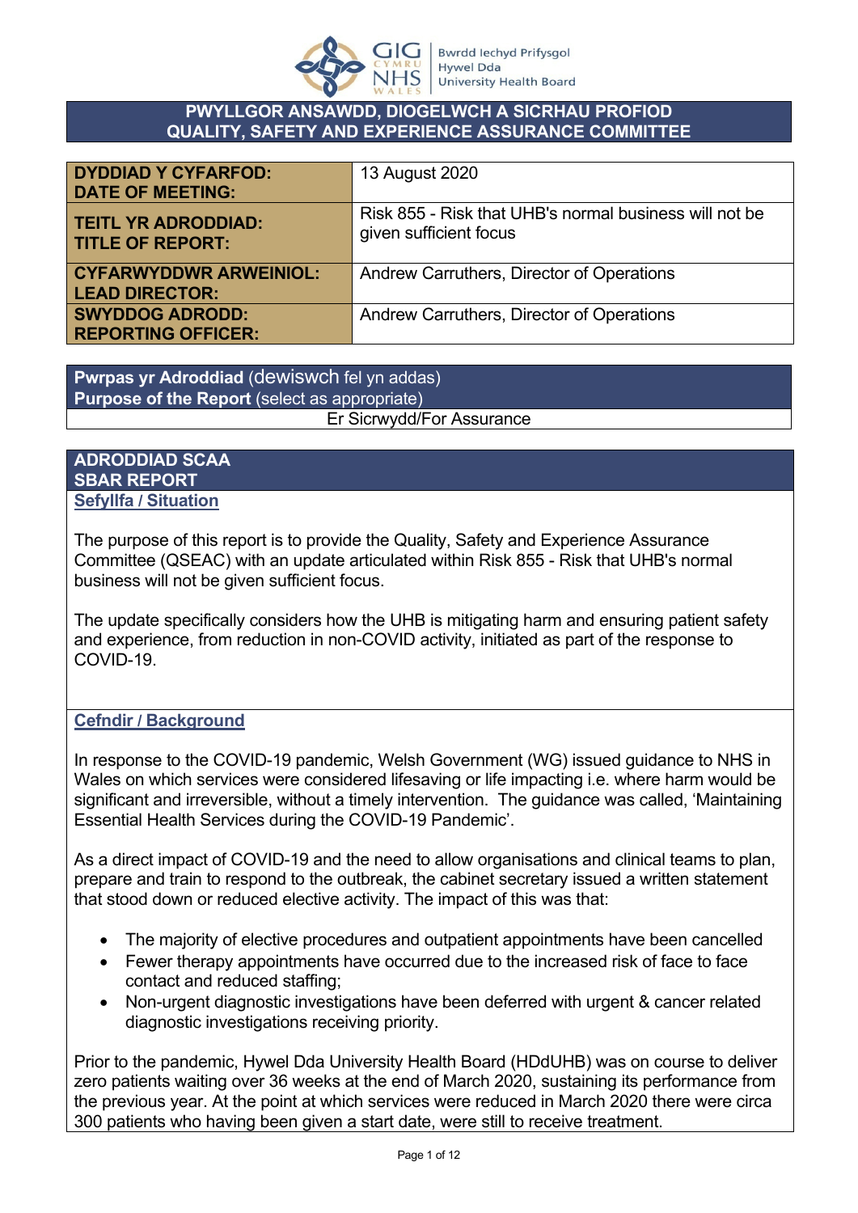**PWYLLGOR ANSAWDD, DIOGELWCH A SICRHAU PROFIOD**
**QUALITY, SAFETY AND EXPERIENCE ASSURANCE COMMITTEE**

| | |
|---|---|
| **DYDDIAD Y CYFARFOD: DATE OF MEETING:** | 13 August 2020 |
| **TEITL YR ADRODDIAD: TITLE OF REPORT:** | Risk 855 - Risk that UHB's normal business will not be given sufficient focus |
| **CYFARWYDDWR ARWEINIOL: LEAD DIRECTOR:** | Andrew Carruthers, Director of Operations |
| **SWYDDOG ADRODD: REPORTING OFFICER:** | Andrew Carruthers, Director of Operations |

**Pwrpas yr Adroddiad** (dewiswch fel yn addas)
**Purpose of the Report** (select as appropriate)

Er Sicrwydd/For Assurance

**ADRODDIAD SCAA**
**SBAR REPORT**

## Sefyllfa / Situation

The purpose of this report is to provide the Quality, Safety and Experience Assurance Committee (QSEAC) with an update articulated within Risk 855 - Risk that UHB's normal business will not be given sufficient focus.

The update specifically considers how the UHB is mitigating harm and ensuring patient safety and experience, from reduction in non-COVID activity, initiated as part of the response to COVID-19.

## Cefndir / Background

In response to the COVID-19 pandemic, Welsh Government (WG) issued guidance to NHS in Wales on which services were considered lifesaving or life impacting i.e. where harm would be significant and irreversible, without a timely intervention. The guidance was called, 'Maintaining Essential Health Services during the COVID-19 Pandemic'.

As a direct impact of COVID-19 and the need to allow organisations and clinical teams to plan, prepare and train to respond to the outbreak, the cabinet secretary issued a written statement that stood down or reduced elective activity. The impact of this was that:

- The majority of elective procedures and outpatient appointments have been cancelled
- Fewer therapy appointments have occurred due to the increased risk of face to face contact and reduced staffing;
- Non-urgent diagnostic investigations have been deferred with urgent & cancer related diagnostic investigations receiving priority.

Prior to the pandemic, Hywel Dda University Health Board (HDdUHB) was on course to deliver zero patients waiting over 36 weeks at the end of March 2020, sustaining its performance from the previous year. At the point at which services were reduced in March 2020 there were circa 300 patients who having been given a start date, were still to receive treatment.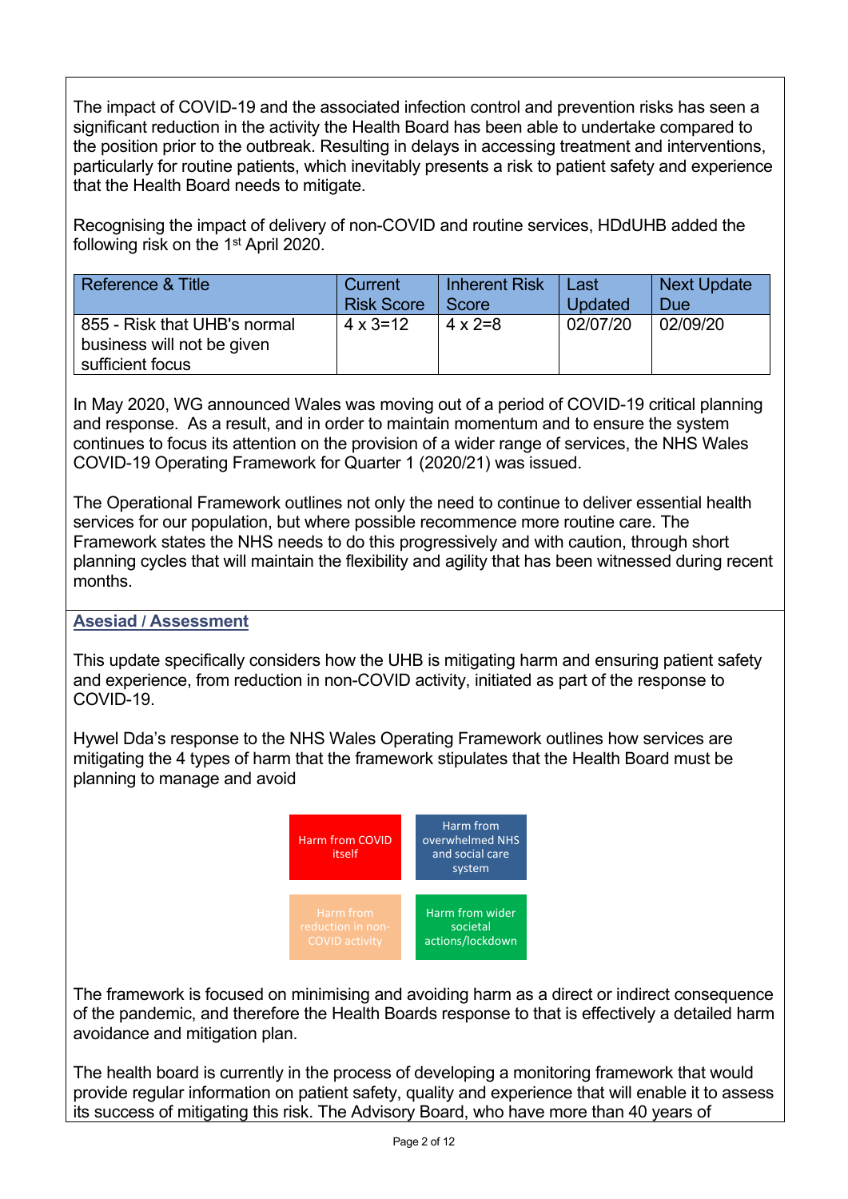The impact of COVID-19 and the associated infection control and prevention risks has seen a significant reduction in the activity the Health Board has been able to undertake compared to the position prior to the outbreak. Resulting in delays in accessing treatment and interventions, particularly for routine patients, which inevitably presents a risk to patient safety and experience that the Health Board needs to mitigate.

Recognising the impact of delivery of non-COVID and routine services, HDdUHB added the following risk on the 1st April 2020.

| Reference & Title | Current Risk Score | Inherent Risk Score | Last Updated | Next Update Due |
|---|---|---|---|---|
| 855 - Risk that UHB's normal business will not be given sufficient focus | 4 x 3=12 | 4 x 2=8 | 02/07/20 | 02/09/20 |

In May 2020, WG announced Wales was moving out of a period of COVID-19 critical planning and response. As a result, and in order to maintain momentum and to ensure the system continues to focus its attention on the provision of a wider range of services, the NHS Wales COVID-19 Operating Framework for Quarter 1 (2020/21) was issued.

The Operational Framework outlines not only the need to continue to deliver essential health services for our population, but where possible recommence more routine care. The Framework states the NHS needs to do this progressively and with caution, through short planning cycles that will maintain the flexibility and agility that has been witnessed during recent months.

## Asesiad / Assessment

This update specifically considers how the UHB is mitigating harm and ensuring patient safety and experience, from reduction in non-COVID activity, initiated as part of the response to COVID-19.

Hywel Dda's response to the NHS Wales Operating Framework outlines how services are mitigating the 4 types of harm that the framework stipulates that the Health Board must be planning to manage and avoid

| Harm from COVID itself | Harm from overwhelmed NHS and social care system |
|---|---|
| Harm from reduction in non-COVID activity | Harm from wider societal actions/lockdown |

The framework is focused on minimising and avoiding harm as a direct or indirect consequence of the pandemic, and therefore the Health Boards response to that is effectively a detailed harm avoidance and mitigation plan.

The health board is currently in the process of developing a monitoring framework that would provide regular information on patient safety, quality and experience that will enable it to assess its success of mitigating this risk. The Advisory Board, who have more than 40 years of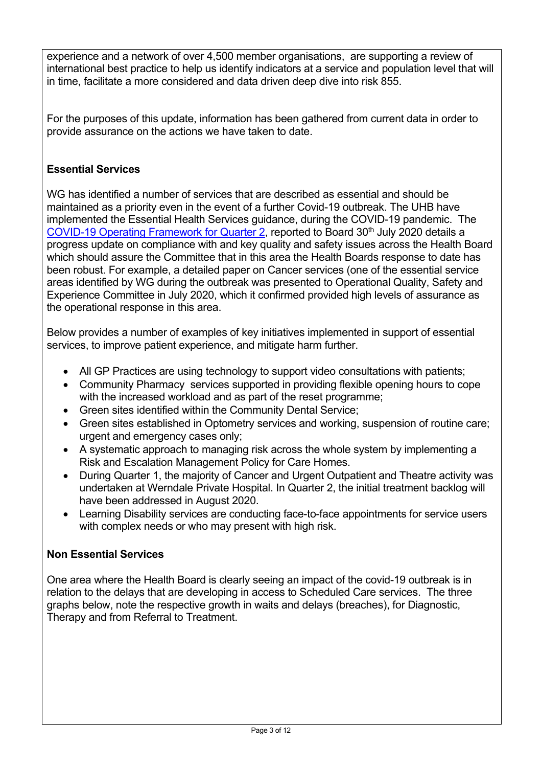experience and a network of over 4,500 member organisations, are supporting a review of international best practice to help us identify indicators at a service and population level that will in time, facilitate a more considered and data driven deep dive into risk 855.

For the purposes of this update, information has been gathered from current data in order to provide assurance on the actions we have taken to date.

**Essential Services**

WG has identified a number of services that are described as essential and should be maintained as a priority even in the event of a further Covid-19 outbreak. The UHB have implemented the Essential Health Services guidance, during the COVID-19 pandemic. The COVID-19 Operating Framework for Quarter 2, reported to Board 30th July 2020 details a progress update on compliance with and key quality and safety issues across the Health Board which should assure the Committee that in this area the Health Boards response to date has been robust. For example, a detailed paper on Cancer services (one of the essential service areas identified by WG during the outbreak was presented to Operational Quality, Safety and Experience Committee in July 2020, which it confirmed provided high levels of assurance as the operational response in this area.

Below provides a number of examples of key initiatives implemented in support of essential services, to improve patient experience, and mitigate harm further.

- All GP Practices are using technology to support video consultations with patients;
- Community Pharmacy services supported in providing flexible opening hours to cope with the increased workload and as part of the reset programme;
- Green sites identified within the Community Dental Service;
- Green sites established in Optometry services and working, suspension of routine care; urgent and emergency cases only;
- A systematic approach to managing risk across the whole system by implementing a Risk and Escalation Management Policy for Care Homes.
- During Quarter 1, the majority of Cancer and Urgent Outpatient and Theatre activity was undertaken at Werndale Private Hospital. In Quarter 2, the initial treatment backlog will have been addressed in August 2020.
- Learning Disability services are conducting face-to-face appointments for service users with complex needs or who may present with high risk.

**Non Essential Services**

One area where the Health Board is clearly seeing an impact of the covid-19 outbreak is in relation to the delays that are developing in access to Scheduled Care services. The three graphs below, note the respective growth in waits and delays (breaches), for Diagnostic, Therapy and from Referral to Treatment.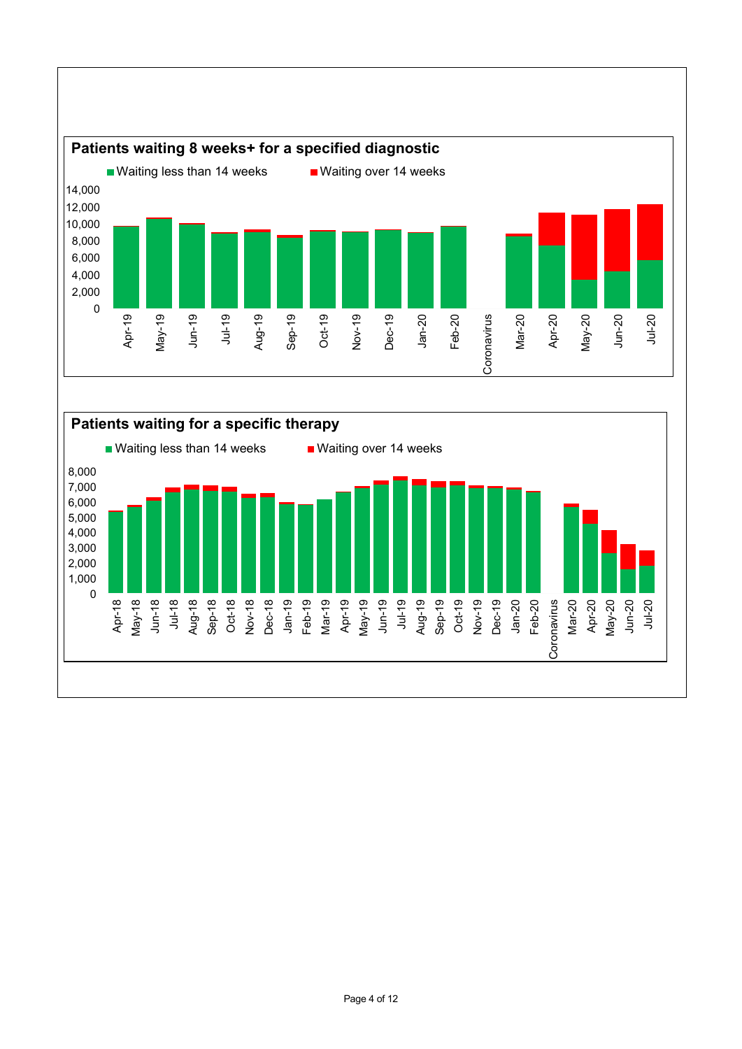## Patients waiting 8 weeks+ for a specified diagnostic

Waiting less than 14 weeks | Waiting over 14 weeks

14,000
12,000
10,000
8,000
6,000
4,000
2,000
0

Apr-19, May-19, Jun-19, Jul-19, Aug-19, Sep-19, Oct-19, Nov-19, Dec-19, Jan-20, Feb-20, Coronavirus, Mar-20, Apr-20, May-20, Jun-20, Jul-20

## Patients waiting for a specific therapy

Waiting less than 14 weeks | Waiting over 14 weeks

8,000
7,000
6,000
5,000
4,000
3,000
2,000
1,000
0

Apr-18, May-18, Jun-18, Jul-18, Aug-18, Sep-18, Oct-18, Nov-18, Dec-18, Jan-19, Feb-19, Mar-19, Apr-19, May-19, Jun-19, Jul-19, Aug-19, Sep-19, Oct-19, Nov-19, Dec-19, Jan-20, Feb-20, Coronavirus, Mar-20, Apr-20, May-20, Jun-20, Jul-20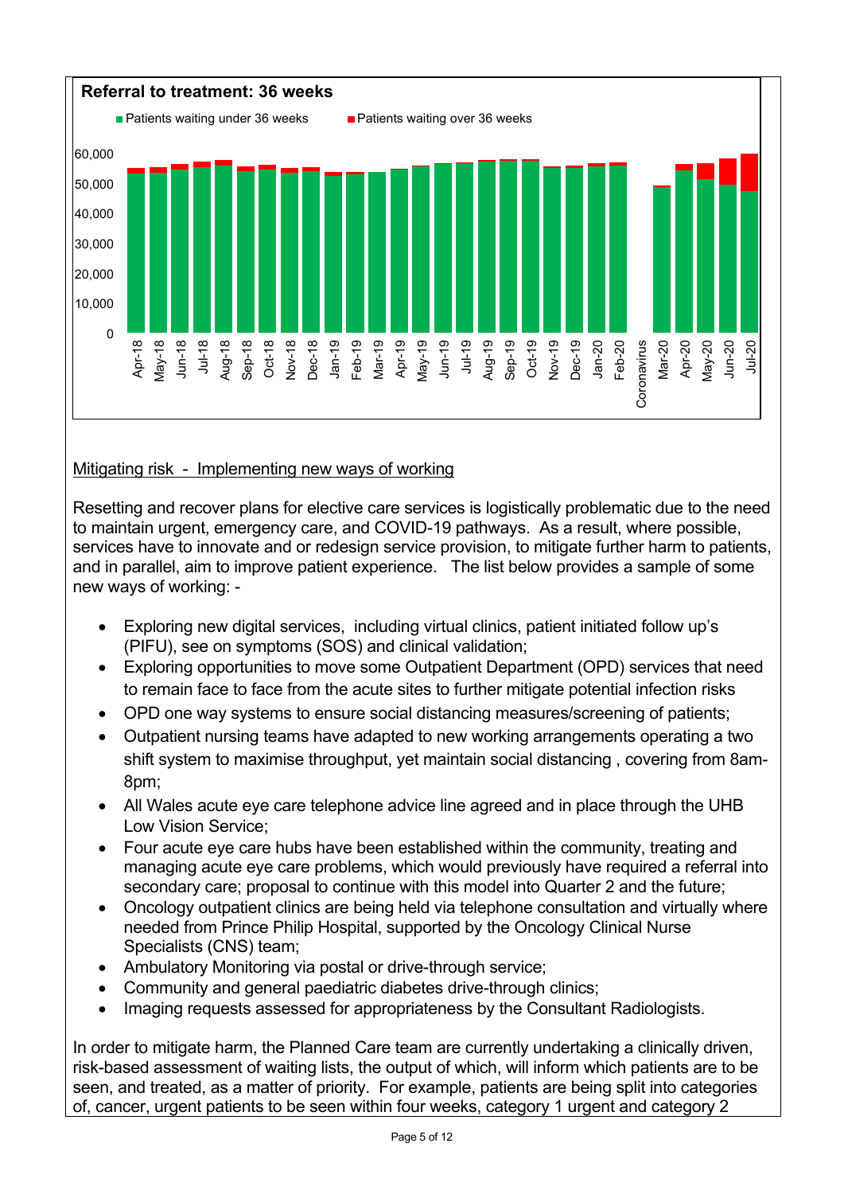**Referral to treatment: 36 weeks**

■ Patients waiting under 36 weeks ■ Patients waiting over 36 weeks

Mitigating risk - Implementing new ways of working

Resetting and recover plans for elective care services is logistically problematic due to the need to maintain urgent, emergency care, and COVID-19 pathways. As a result, where possible, services have to innovate and or redesign service provision, to mitigate further harm to patients, and in parallel, aim to improve patient experience. The list below provides a sample of some new ways of working: -

- Exploring new digital services, including virtual clinics, patient initiated follow up's (PIFU), see on symptoms (SOS) and clinical validation;
- Exploring opportunities to move some Outpatient Department (OPD) services that need to remain face to face from the acute sites to further mitigate potential infection risks
- OPD one way systems to ensure social distancing measures/screening of patients;
- Outpatient nursing teams have adapted to new working arrangements operating a two shift system to maximise throughput, yet maintain social distancing , covering from 8am-8pm;
- All Wales acute eye care telephone advice line agreed and in place through the UHB Low Vision Service;
- Four acute eye care hubs have been established within the community, treating and managing acute eye care problems, which would previously have required a referral into secondary care; proposal to continue with this model into Quarter 2 and the future;
- Oncology outpatient clinics are being held via telephone consultation and virtually where needed from Prince Philip Hospital, supported by the Oncology Clinical Nurse Specialists (CNS) team;
- Ambulatory Monitoring via postal or drive-through service;
- Community and general paediatric diabetes drive-through clinics;
- Imaging requests assessed for appropriateness by the Consultant Radiologists.

In order to mitigate harm, the Planned Care team are currently undertaking a clinically driven, risk-based assessment of waiting lists, the output of which, will inform which patients are to be seen, and treated, as a matter of priority. For example, patients are being split into categories of, cancer, urgent patients to be seen within four weeks, category 1 urgent and category 2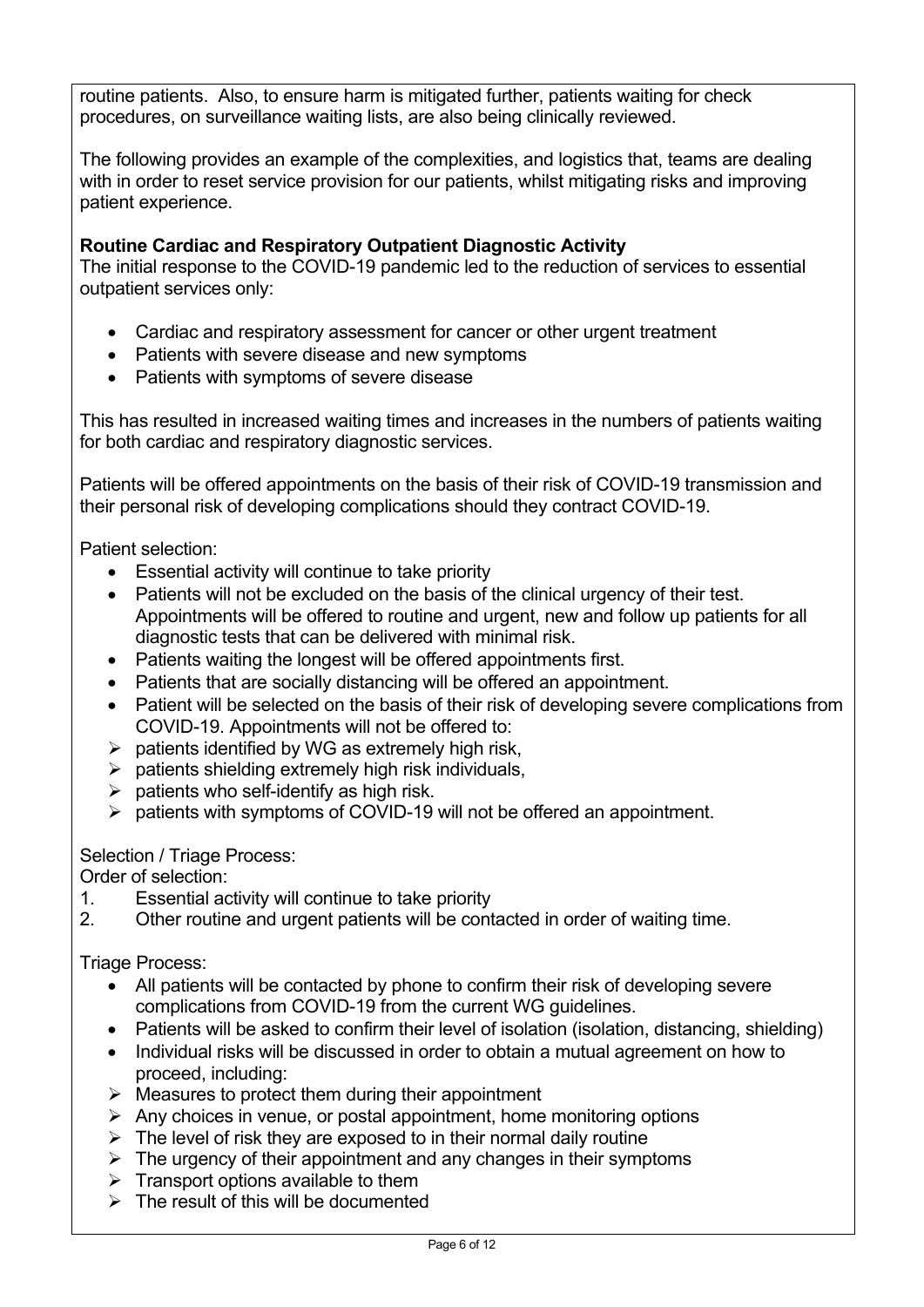routine patients. Also, to ensure harm is mitigated further, patients waiting for check procedures, on surveillance waiting lists, are also being clinically reviewed.

The following provides an example of the complexities, and logistics that, teams are dealing with in order to reset service provision for our patients, whilst mitigating risks and improving patient experience.

**Routine Cardiac and Respiratory Outpatient Diagnostic Activity**

The initial response to the COVID-19 pandemic led to the reduction of services to essential outpatient services only:

- Cardiac and respiratory assessment for cancer or other urgent treatment
- Patients with severe disease and new symptoms
- Patients with symptoms of severe disease

This has resulted in increased waiting times and increases in the numbers of patients waiting for both cardiac and respiratory diagnostic services.

Patients will be offered appointments on the basis of their risk of COVID-19 transmission and their personal risk of developing complications should they contract COVID-19.

Patient selection:

- Essential activity will continue to take priority
- Patients will not be excluded on the basis of the clinical urgency of their test. Appointments will be offered to routine and urgent, new and follow up patients for all diagnostic tests that can be delivered with minimal risk.
- Patients waiting the longest will be offered appointments first.
- Patients that are socially distancing will be offered an appointment.
- Patient will be selected on the basis of their risk of developing severe complications from COVID-19. Appointments will not be offered to:
  - patients identified by WG as extremely high risk,
  - patients shielding extremely high risk individuals,
  - patients who self-identify as high risk.
  - patients with symptoms of COVID-19 will not be offered an appointment.

Selection / Triage Process:

Order of selection:

1. Essential activity will continue to take priority
2. Other routine and urgent patients will be contacted in order of waiting time.

Triage Process:

- All patients will be contacted by phone to confirm their risk of developing severe complications from COVID-19 from the current WG guidelines.
- Patients will be asked to confirm their level of isolation (isolation, distancing, shielding)
- Individual risks will be discussed in order to obtain a mutual agreement on how to proceed, including:
  - Measures to protect them during their appointment
  - Any choices in venue, or postal appointment, home monitoring options
  - The level of risk they are exposed to in their normal daily routine
  - The urgency of their appointment and any changes in their symptoms
  - Transport options available to them
  - The result of this will be documented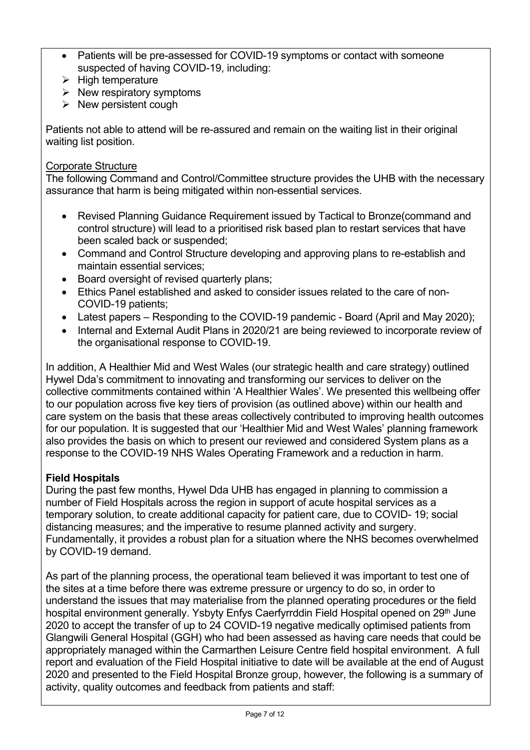- Patients will be pre-assessed for COVID-19 symptoms or contact with someone suspected of having COVID-19, including:
  - High temperature
  - New respiratory symptoms
  - New persistent cough

Patients not able to attend will be re-assured and remain on the waiting list in their original waiting list position.

Corporate Structure

The following Command and Control/Committee structure provides the UHB with the necessary assurance that harm is being mitigated within non-essential services.

- Revised Planning Guidance Requirement issued by Tactical to Bronze(command and control structure) will lead to a prioritised risk based plan to restart services that have been scaled back or suspended;
- Command and Control Structure developing and approving plans to re-establish and maintain essential services;
- Board oversight of revised quarterly plans;
- Ethics Panel established and asked to consider issues related to the care of non-COVID-19 patients;
- Latest papers – Responding to the COVID-19 pandemic - Board (April and May 2020);
- Internal and External Audit Plans in 2020/21 are being reviewed to incorporate review of the organisational response to COVID-19.

In addition, A Healthier Mid and West Wales (our strategic health and care strategy) outlined Hywel Dda's commitment to innovating and transforming our services to deliver on the collective commitments contained within 'A Healthier Wales'. We presented this wellbeing offer to our population across five key tiers of provision (as outlined above) within our health and care system on the basis that these areas collectively contributed to improving health outcomes for our population. It is suggested that our 'Healthier Mid and West Wales' planning framework also provides the basis on which to present our reviewed and considered System plans as a response to the COVID-19 NHS Wales Operating Framework and a reduction in harm.

**Field Hospitals**

During the past few months, Hywel Dda UHB has engaged in planning to commission a number of Field Hospitals across the region in support of acute hospital services as a temporary solution, to create additional capacity for patient care, due to COVID- 19; social distancing measures; and the imperative to resume planned activity and surgery. Fundamentally, it provides a robust plan for a situation where the NHS becomes overwhelmed by COVID-19 demand.

As part of the planning process, the operational team believed it was important to test one of the sites at a time before there was extreme pressure or urgency to do so, in order to understand the issues that may materialise from the planned operating procedures or the field hospital environment generally. Ysbyty Enfys Caerfyrrddin Field Hospital opened on 29th June 2020 to accept the transfer of up to 24 COVID-19 negative medically optimised patients from Glangwili General Hospital (GGH) who had been assessed as having care needs that could be appropriately managed within the Carmarthen Leisure Centre field hospital environment. A full report and evaluation of the Field Hospital initiative to date will be available at the end of August 2020 and presented to the Field Hospital Bronze group, however, the following is a summary of activity, quality outcomes and feedback from patients and staff: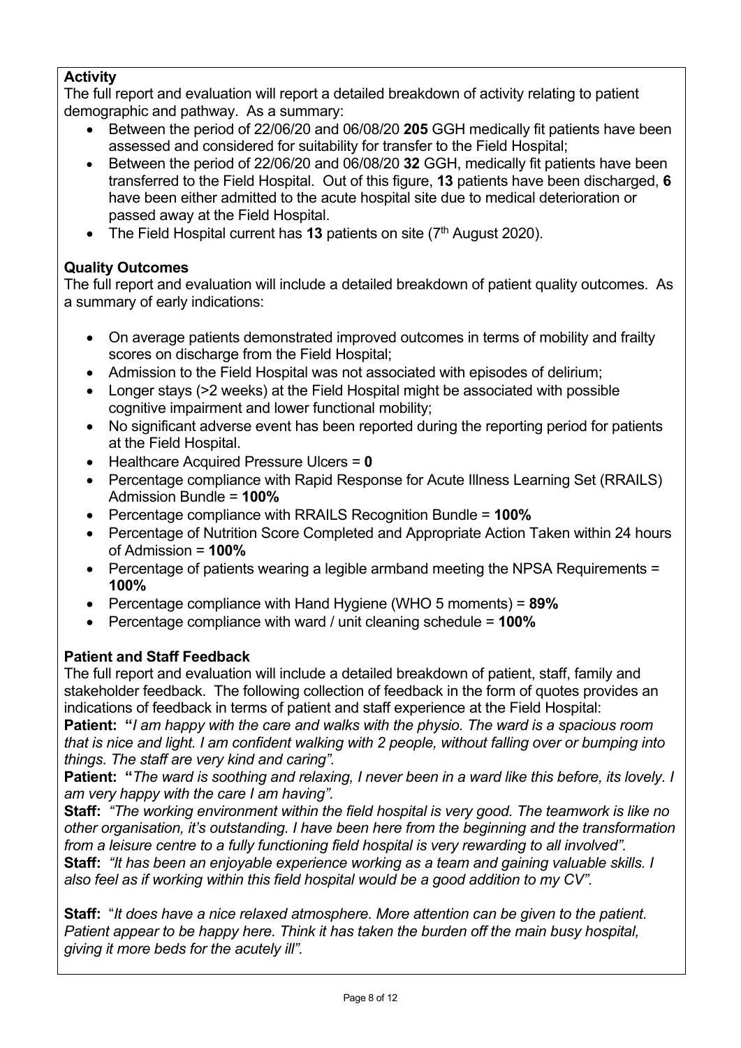**Activity**

The full report and evaluation will report a detailed breakdown of activity relating to patient demographic and pathway. As a summary:

- Between the period of 22/06/20 and 06/08/20 **205** GGH medically fit patients have been assessed and considered for suitability for transfer to the Field Hospital;
- Between the period of 22/06/20 and 06/08/20 **32** GGH, medically fit patients have been transferred to the Field Hospital. Out of this figure, **13** patients have been discharged, **6** have been either admitted to the acute hospital site due to medical deterioration or passed away at the Field Hospital.
- The Field Hospital current has **13** patients on site (7th August 2020).

**Quality Outcomes**

The full report and evaluation will include a detailed breakdown of patient quality outcomes. As a summary of early indications:

- On average patients demonstrated improved outcomes in terms of mobility and frailty scores on discharge from the Field Hospital;
- Admission to the Field Hospital was not associated with episodes of delirium;
- Longer stays (>2 weeks) at the Field Hospital might be associated with possible cognitive impairment and lower functional mobility;
- No significant adverse event has been reported during the reporting period for patients at the Field Hospital.
- Healthcare Acquired Pressure Ulcers = **0**
- Percentage compliance with Rapid Response for Acute Illness Learning Set (RRAILS) Admission Bundle = **100%**
- Percentage compliance with RRAILS Recognition Bundle = **100%**
- Percentage of Nutrition Score Completed and Appropriate Action Taken within 24 hours of Admission = **100%**
- Percentage of patients wearing a legible armband meeting the NPSA Requirements = **100%**
- Percentage compliance with Hand Hygiene (WHO 5 moments) = **89%**
- Percentage compliance with ward / unit cleaning schedule = **100%**

**Patient and Staff Feedback**

The full report and evaluation will include a detailed breakdown of patient, staff, family and stakeholder feedback. The following collection of feedback in the form of quotes provides an indications of feedback in terms of patient and staff experience at the Field Hospital:

**Patient:** *"I am happy with the care and walks with the physio. The ward is a spacious room that is nice and light. I am confident walking with 2 people, without falling over or bumping into things. The staff are very kind and caring".*

**Patient:** *"The ward is soothing and relaxing, I never been in a ward like this before, its lovely. I am very happy with the care I am having".*

**Staff:** *"The working environment within the field hospital is very good. The teamwork is like no other organisation, it's outstanding. I have been here from the beginning and the transformation from a leisure centre to a fully functioning field hospital is very rewarding to all involved".*

**Staff:** *"It has been an enjoyable experience working as a team and gaining valuable skills. I also feel as if working within this field hospital would be a good addition to my CV".*

**Staff:** "*It does have a nice relaxed atmosphere. More attention can be given to the patient. Patient appear to be happy here. Think it has taken the burden off the main busy hospital, giving it more beds for the acutely ill".*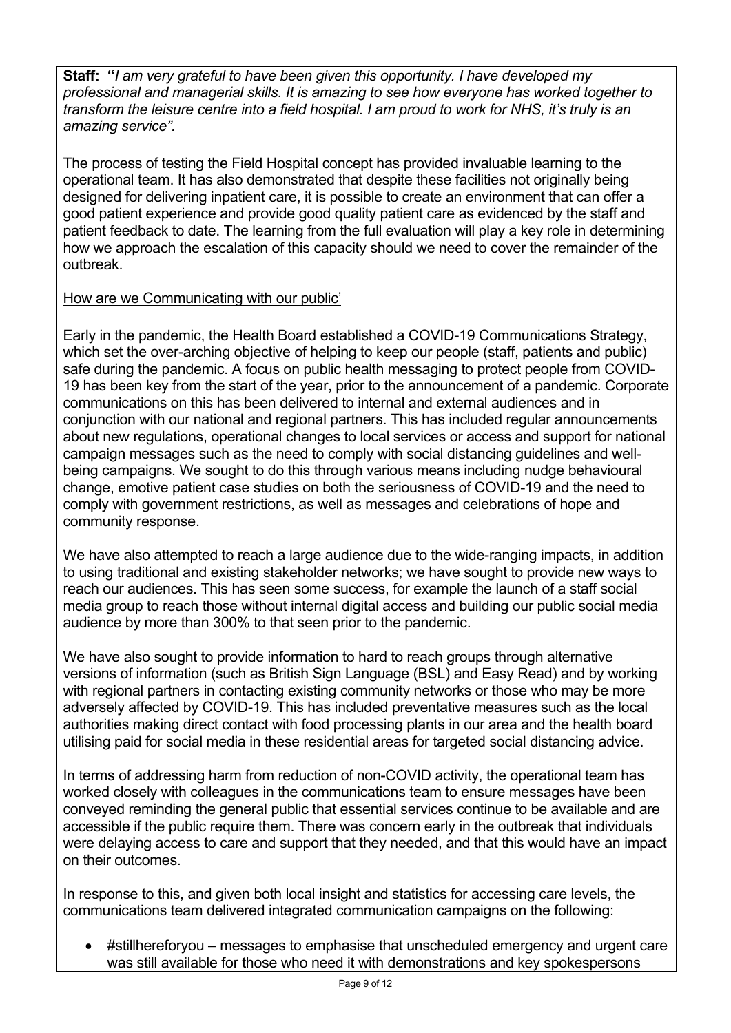**Staff:** "*I am very grateful to have been given this opportunity. I have developed my professional and managerial skills. It is amazing to see how everyone has worked together to transform the leisure centre into a field hospital. I am proud to work for NHS, it's truly is an amazing service".*

The process of testing the Field Hospital concept has provided invaluable learning to the operational team. It has also demonstrated that despite these facilities not originally being designed for delivering inpatient care, it is possible to create an environment that can offer a good patient experience and provide good quality patient care as evidenced by the staff and patient feedback to date. The learning from the full evaluation will play a key role in determining how we approach the escalation of this capacity should we need to cover the remainder of the outbreak.

How are we Communicating with our public'

Early in the pandemic, the Health Board established a COVID-19 Communications Strategy, which set the over-arching objective of helping to keep our people (staff, patients and public) safe during the pandemic. A focus on public health messaging to protect people from COVID-19 has been key from the start of the year, prior to the announcement of a pandemic. Corporate communications on this has been delivered to internal and external audiences and in conjunction with our national and regional partners. This has included regular announcements about new regulations, operational changes to local services or access and support for national campaign messages such as the need to comply with social distancing guidelines and well-being campaigns. We sought to do this through various means including nudge behavioural change, emotive patient case studies on both the seriousness of COVID-19 and the need to comply with government restrictions, as well as messages and celebrations of hope and community response.

We have also attempted to reach a large audience due to the wide-ranging impacts, in addition to using traditional and existing stakeholder networks; we have sought to provide new ways to reach our audiences. This has seen some success, for example the launch of a staff social media group to reach those without internal digital access and building our public social media audience by more than 300% to that seen prior to the pandemic.

We have also sought to provide information to hard to reach groups through alternative versions of information (such as British Sign Language (BSL) and Easy Read) and by working with regional partners in contacting existing community networks or those who may be more adversely affected by COVID-19. This has included preventative measures such as the local authorities making direct contact with food processing plants in our area and the health board utilising paid for social media in these residential areas for targeted social distancing advice.

In terms of addressing harm from reduction of non-COVID activity, the operational team has worked closely with colleagues in the communications team to ensure messages have been conveyed reminding the general public that essential services continue to be available and are accessible if the public require them. There was concern early in the outbreak that individuals were delaying access to care and support that they needed, and that this would have an impact on their outcomes.

In response to this, and given both local insight and statistics for accessing care levels, the communications team delivered integrated communication campaigns on the following:

- #stillhereforyou – messages to emphasise that unscheduled emergency and urgent care was still available for those who need it with demonstrations and key spokespersons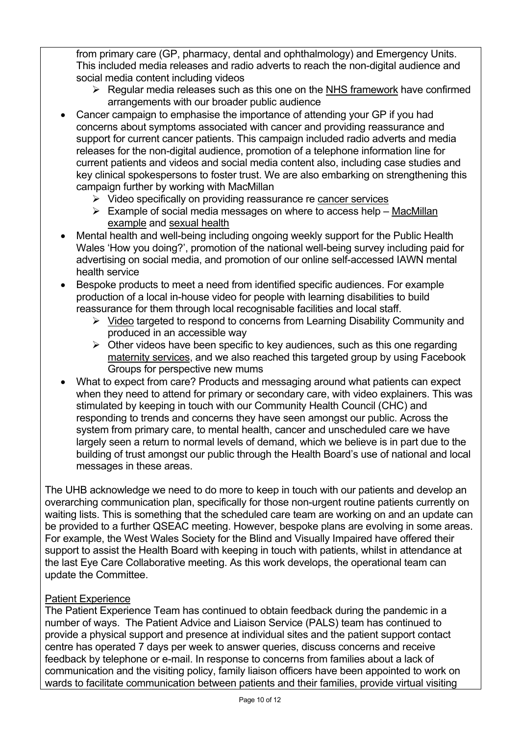from primary care (GP, pharmacy, dental and ophthalmology) and Emergency Units. This included media releases and radio adverts to reach the non-digital audience and social media content including videos

  - Regular media releases such as this one on the NHS framework have confirmed arrangements with our broader public audience

- Cancer campaign to emphasise the importance of attending your GP if you had concerns about symptoms associated with cancer and providing reassurance and support for current cancer patients. This campaign included radio adverts and media releases for the non-digital audience, promotion of a telephone information line for current patients and videos and social media content also, including case studies and key clinical spokespersons to foster trust. We are also embarking on strengthening this campaign further by working with MacMillan
  - Video specifically on providing reassurance re cancer services
  - Example of social media messages on where to access help – MacMillan example and sexual health
- Mental health and well-being including ongoing weekly support for the Public Health Wales 'How you doing?', promotion of the national well-being survey including paid for advertising on social media, and promotion of our online self-accessed IAWN mental health service
- Bespoke products to meet a need from identified specific audiences. For example production of a local in-house video for people with learning disabilities to build reassurance for them through local recognisable facilities and local staff.
  - Video targeted to respond to concerns from Learning Disability Community and produced in an accessible way
  - Other videos have been specific to key audiences, such as this one regarding maternity services, and we also reached this targeted group by using Facebook Groups for perspective new mums
- What to expect from care? Products and messaging around what patients can expect when they need to attend for primary or secondary care, with video explainers. This was stimulated by keeping in touch with our Community Health Council (CHC) and responding to trends and concerns they have seen amongst our public. Across the system from primary care, to mental health, cancer and unscheduled care we have largely seen a return to normal levels of demand, which we believe is in part due to the building of trust amongst our public through the Health Board's use of national and local messages in these areas.

The UHB acknowledge we need to do more to keep in touch with our patients and develop an overarching communication plan, specifically for those non-urgent routine patients currently on waiting lists. This is something that the scheduled care team are working on and an update can be provided to a further QSEAC meeting. However, bespoke plans are evolving in some areas. For example, the West Wales Society for the Blind and Visually Impaired have offered their support to assist the Health Board with keeping in touch with patients, whilst in attendance at the last Eye Care Collaborative meeting. As this work develops, the operational team can update the Committee.

## Patient Experience

The Patient Experience Team has continued to obtain feedback during the pandemic in a number of ways. The Patient Advice and Liaison Service (PALS) team has continued to provide a physical support and presence at individual sites and the patient support contact centre has operated 7 days per week to answer queries, discuss concerns and receive feedback by telephone or e-mail. In response to concerns from families about a lack of communication and the visiting policy, family liaison officers have been appointed to work on wards to facilitate communication between patients and their families, provide virtual visiting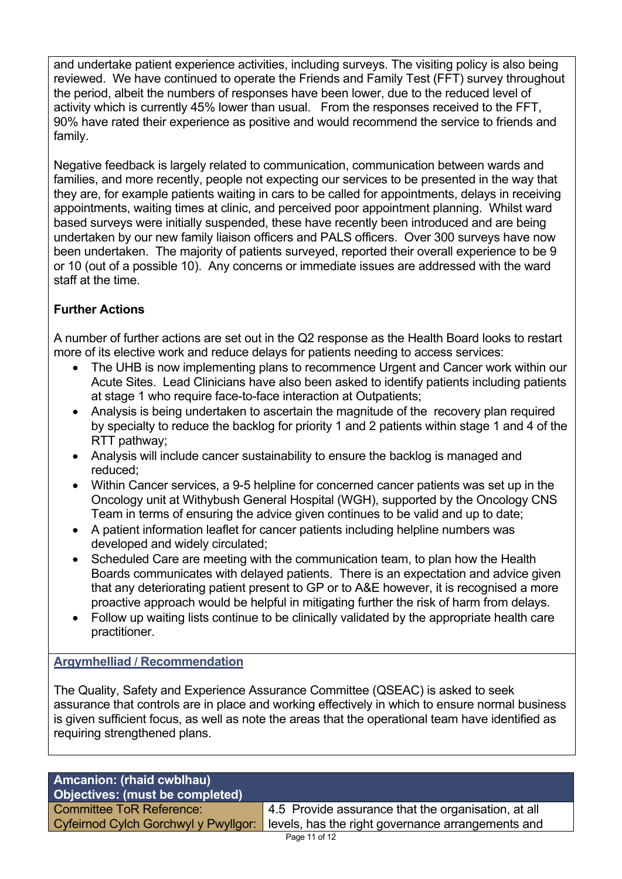and undertake patient experience activities, including surveys. The visiting policy is also being reviewed. We have continued to operate the Friends and Family Test (FFT) survey throughout the period, albeit the numbers of responses have been lower, due to the reduced level of activity which is currently 45% lower than usual. From the responses received to the FFT, 90% have rated their experience as positive and would recommend the service to friends and family.

Negative feedback is largely related to communication, communication between wards and families, and more recently, people not expecting our services to be presented in the way that they are, for example patients waiting in cars to be called for appointments, delays in receiving appointments, waiting times at clinic, and perceived poor appointment planning. Whilst ward based surveys were initially suspended, these have recently been introduced and are being undertaken by our new family liaison officers and PALS officers. Over 300 surveys have now been undertaken. The majority of patients surveyed, reported their overall experience to be 9 or 10 (out of a possible 10). Any concerns or immediate issues are addressed with the ward staff at the time.

**Further Actions**

A number of further actions are set out in the Q2 response as the Health Board looks to restart more of its elective work and reduce delays for patients needing to access services:

- The UHB is now implementing plans to recommence Urgent and Cancer work within our Acute Sites. Lead Clinicians have also been asked to identify patients including patients at stage 1 who require face-to-face interaction at Outpatients;
- Analysis is being undertaken to ascertain the magnitude of the recovery plan required by specialty to reduce the backlog for priority 1 and 2 patients within stage 1 and 4 of the RTT pathway;
- Analysis will include cancer sustainability to ensure the backlog is managed and reduced;
- Within Cancer services, a 9-5 helpline for concerned cancer patients was set up in the Oncology unit at Withybush General Hospital (WGH), supported by the Oncology CNS Team in terms of ensuring the advice given continues to be valid and up to date;
- A patient information leaflet for cancer patients including helpline numbers was developed and widely circulated;
- Scheduled Care are meeting with the communication team, to plan how the Health Boards communicates with delayed patients. There is an expectation and advice given that any deteriorating patient present to GP or to A&E however, it is recognised a more proactive approach would be helpful in mitigating further the risk of harm from delays.
- Follow up waiting lists continue to be clinically validated by the appropriate health care practitioner.

**Argymhelliad / Recommendation**

The Quality, Safety and Experience Assurance Committee (QSEAC) is asked to seek assurance that controls are in place and working effectively in which to ensure normal business is given sufficient focus, as well as note the areas that the operational team have identified as requiring strengthened plans.

| **Amcanion: (rhaid cwblhau)<br>Objectives: (must be completed)** | |
| --- | --- |
| Committee ToR Reference:<br>Cyfeirnod Cylch Gorchwyl y Pwyllgor: | 4.5 Provide assurance that the organisation, at all levels, has the right governance arrangements and |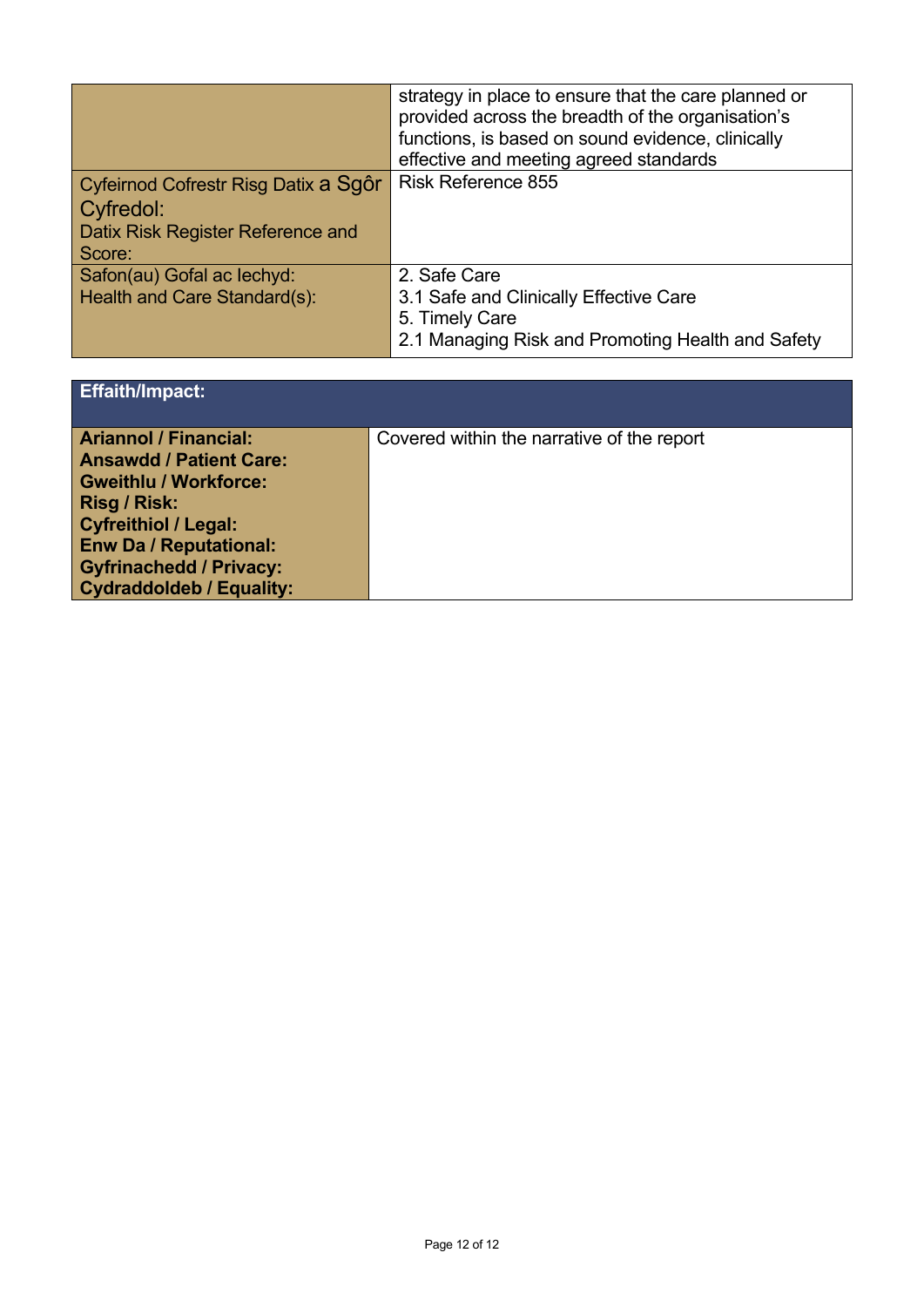| | |
|---|---|
| | strategy in place to ensure that the care planned or provided across the breadth of the organisation's functions, is based on sound evidence, clinically effective and meeting agreed standards |
| Cyfeirnod Cofrestr Risg Datix a Sgôr Cyfredol:<br>Datix Risk Register Reference and Score: | Risk Reference 855 |
| Safon(au) Gofal ac Iechyd:<br>Health and Care Standard(s): | 2. Safe Care<br>3.1 Safe and Clinically Effective Care<br>5. Timely Care<br>2.1 Managing Risk and Promoting Health and Safety |

| **Effaith/Impact:** | |
|---|---|
| **Ariannol / Financial:**<br>**Ansawdd / Patient Care:**<br>**Gweithlu / Workforce:**<br>**Risg / Risk:**<br>**Cyfreithiol / Legal:**<br>**Enw Da / Reputational:**<br>**Gyfrinachedd / Privacy:**<br>**Cydraddoldeb / Equality:** | Covered within the narrative of the report |